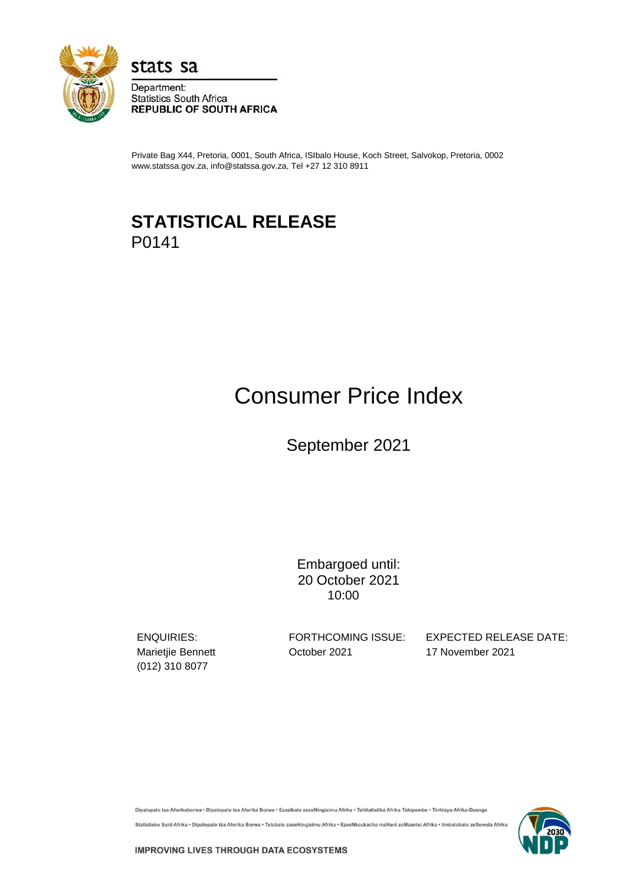stats sa

Department:
Statistics South Africa
**REPUBLIC OF SOUTH AFRICA**

Private Bag X44, Pretoria, 0001, South Africa, ISIbalo House, Koch Street, Salvokop, Pretoria, 0002
www.statssa.gov.za, info@statssa.gov.za, Tel +27 12 310 8911

# STATISTICAL RELEASE
P0141

# Consumer Price Index

## September 2021

Embargoed until:
20 October 2021
10:00

ENQUIRIES:
Marietjie Bennett
(012) 310 8077

FORTHCOMING ISSUE:
October 2021

EXPECTED RELEASE DATE:
17 November 2021

Dipalopalo tsa Aforikaborwa • Dipalopalo tsa Aforika Borwa • Ezazibalo zaseNingizimu Afrika • Tshitatistika Afrika Tshipembe • Tinhlayo Afrika-Dzonga

Statistieke Suid-Afrika • Dipalopalo tša Aforika Borwa • Telubalo zaseNingizimu Afrika • EzeeNkcukacha maNani zoMzantsi Afrika • Iimbalobalo zeSewula Afrika

**IMPROVING LIVES THROUGH DATA ECOSYSTEMS**

2030 NDP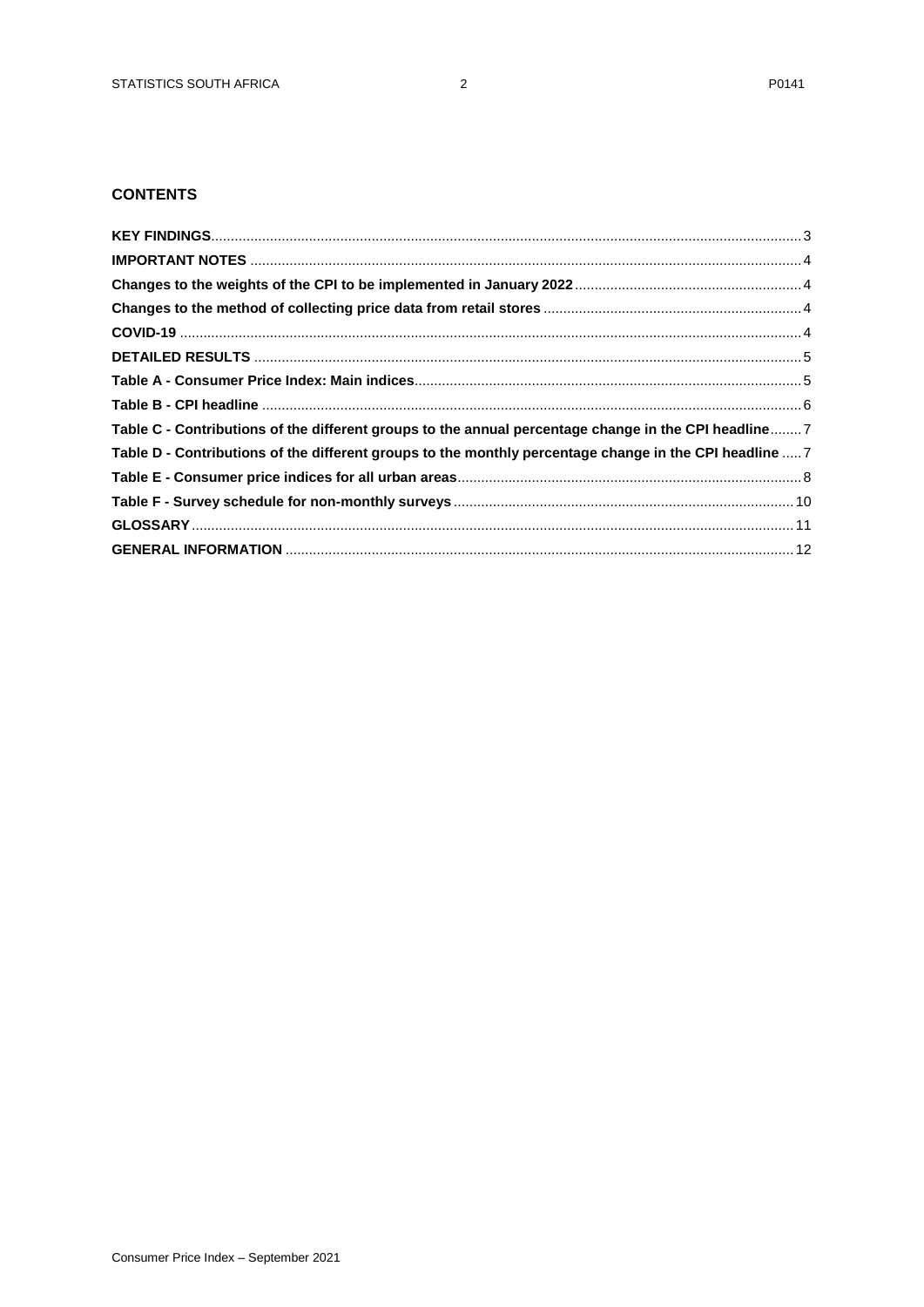## CONTENTS

**KEY FINDINGS** ........ 3

**IMPORTANT NOTES** ........ 4

**Changes to the weights of the CPI to be implemented in January 2022** ........ 4

**Changes to the method of collecting price data from retail stores** ........ 4

**COVID-19** ........ 4

**DETAILED RESULTS** ........ 5

**Table A - Consumer Price Index: Main indices** ........ 5

**Table B - CPI headline** ........ 6

**Table C - Contributions of the different groups to the annual percentage change in the CPI headline** ........ 7

**Table D - Contributions of the different groups to the monthly percentage change in the CPI headline** ........ 7

**Table E - Consumer price indices for all urban areas** ........ 8

**Table F - Survey schedule for non-monthly surveys** ........ 10

**GLOSSARY** ........ 11

**GENERAL INFORMATION** ........ 12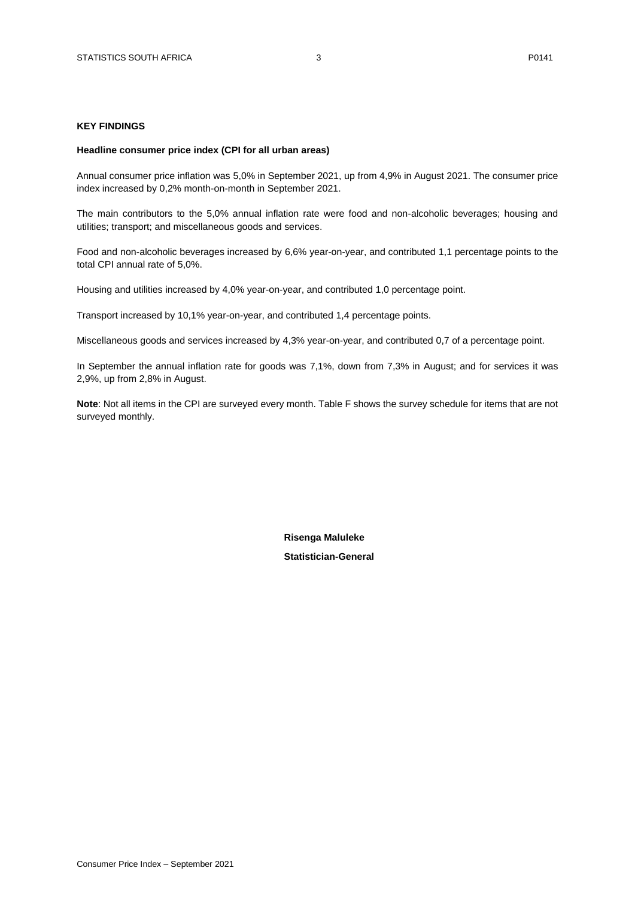**KEY FINDINGS**

**Headline consumer price index (CPI for all urban areas)**

Annual consumer price inflation was 5,0% in September 2021, up from 4,9% in August 2021. The consumer price index increased by 0,2% month-on-month in September 2021.

The main contributors to the 5,0% annual inflation rate were food and non-alcoholic beverages; housing and utilities; transport; and miscellaneous goods and services.

Food and non-alcoholic beverages increased by 6,6% year-on-year, and contributed 1,1 percentage points to the total CPI annual rate of 5,0%.

Housing and utilities increased by 4,0% year-on-year, and contributed 1,0 percentage point.

Transport increased by 10,1% year-on-year, and contributed 1,4 percentage points.

Miscellaneous goods and services increased by 4,3% year-on-year, and contributed 0,7 of a percentage point.

In September the annual inflation rate for goods was 7,1%, down from 7,3% in August; and for services it was 2,9%, up from 2,8% in August.

**Note**: Not all items in the CPI are surveyed every month. Table F shows the survey schedule for items that are not surveyed monthly.

**Risenga Maluleke**

**Statistician-General**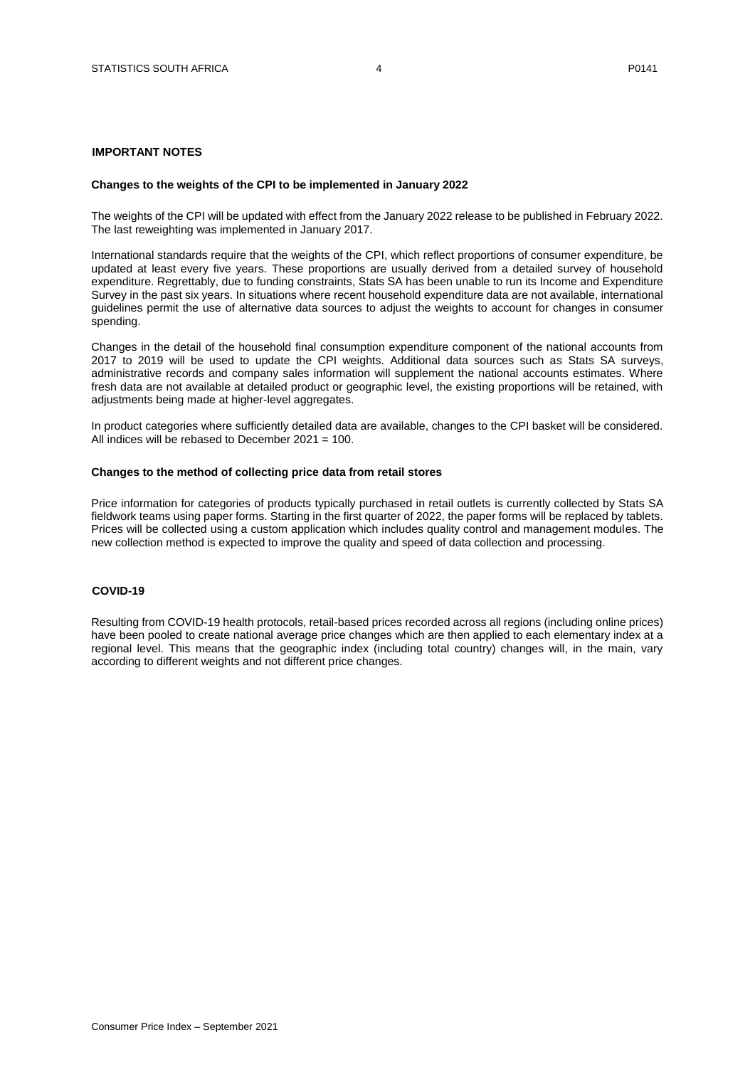## IMPORTANT NOTES

### Changes to the weights of the CPI to be implemented in January 2022

The weights of the CPI will be updated with effect from the January 2022 release to be published in February 2022. The last reweighting was implemented in January 2017.

International standards require that the weights of the CPI, which reflect proportions of consumer expenditure, be updated at least every five years. These proportions are usually derived from a detailed survey of household expenditure. Regrettably, due to funding constraints, Stats SA has been unable to run its Income and Expenditure Survey in the past six years. In situations where recent household expenditure data are not available, international guidelines permit the use of alternative data sources to adjust the weights to account for changes in consumer spending.

Changes in the detail of the household final consumption expenditure component of the national accounts from 2017 to 2019 will be used to update the CPI weights. Additional data sources such as Stats SA surveys, administrative records and company sales information will supplement the national accounts estimates. Where fresh data are not available at detailed product or geographic level, the existing proportions will be retained, with adjustments being made at higher-level aggregates.

In product categories where sufficiently detailed data are available, changes to the CPI basket will be considered. All indices will be rebased to December 2021 = 100.

### Changes to the method of collecting price data from retail stores

Price information for categories of products typically purchased in retail outlets is currently collected by Stats SA fieldwork teams using paper forms. Starting in the first quarter of 2022, the paper forms will be replaced by tablets. Prices will be collected using a custom application which includes quality control and management modules. The new collection method is expected to improve the quality and speed of data collection and processing.

## COVID-19

Resulting from COVID-19 health protocols, retail-based prices recorded across all regions (including online prices) have been pooled to create national average price changes which are then applied to each elementary index at a regional level. This means that the geographic index (including total country) changes will, in the main, vary according to different weights and not different price changes.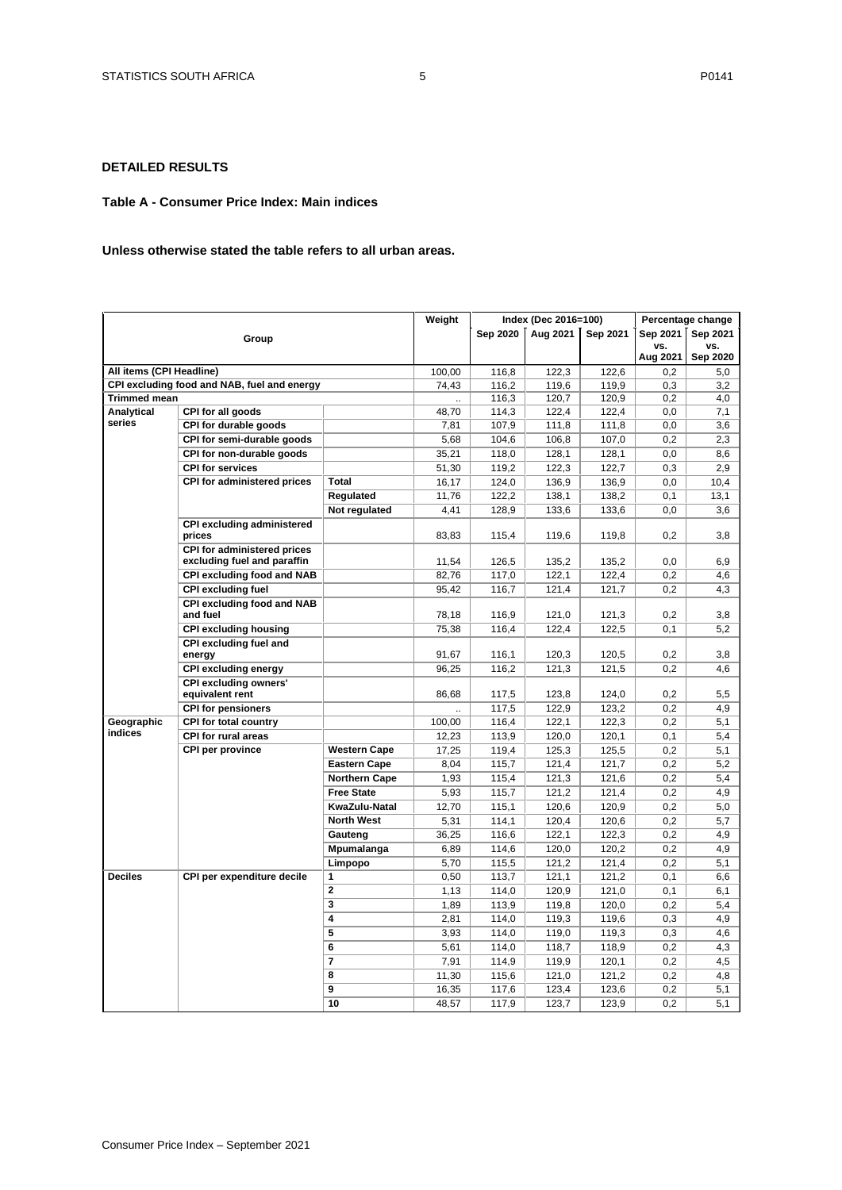## DETAILED RESULTS

### Table A - Consumer Price Index: Main indices

**Unless otherwise stated the table refers to all urban areas.**

| Group | | | Weight | Index (Dec 2016=100) | | | Percentage change | |
|---|---|---|---|---|---|---|---|---|
| | | | | Sep 2020 | Aug 2021 | Sep 2021 | Sep 2021 vs. Aug 2021 | Sep 2021 vs. Sep 2020 |
| **All items (CPI Headline)** | | | 100,00 | 116,8 | 122,3 | 122,6 | 0,2 | 5,0 |
| **CPI excluding food and NAB, fuel and energy** | | | 74,43 | 116,2 | 119,6 | 119,9 | 0,3 | 3,2 |
| **Trimmed mean** | | | .. | 116,3 | 120,7 | 120,9 | 0,2 | 4,0 |
| **Analytical series** | **CPI for all goods** | | 48,70 | 114,3 | 122,4 | 122,4 | 0,0 | 7,1 |
| | **CPI for durable goods** | | 7,81 | 107,9 | 111,8 | 111,8 | 0,0 | 3,6 |
| | **CPI for semi-durable goods** | | 5,68 | 104,6 | 106,8 | 107,0 | 0,2 | 2,3 |
| | **CPI for non-durable goods** | | 35,21 | 118,0 | 128,1 | 128,1 | 0,0 | 8,6 |
| | **CPI for services** | | 51,30 | 119,2 | 122,3 | 122,7 | 0,3 | 2,9 |
| | **CPI for administered prices** | **Total** | 16,17 | 124,0 | 136,9 | 136,9 | 0,0 | 10,4 |
| | | **Regulated** | 11,76 | 122,2 | 138,1 | 138,2 | 0,1 | 13,1 |
| | | **Not regulated** | 4,41 | 128,9 | 133,6 | 133,6 | 0,0 | 3,6 |
| | **CPI excluding administered prices** | | 83,83 | 115,4 | 119,6 | 119,8 | 0,2 | 3,8 |
| | **CPI for administered prices excluding fuel and paraffin** | | 11,54 | 126,5 | 135,2 | 135,2 | 0,0 | 6,9 |
| | **CPI excluding food and NAB** | | 82,76 | 117,0 | 122,1 | 122,4 | 0,2 | 4,6 |
| | **CPI excluding fuel** | | 95,42 | 116,7 | 121,4 | 121,7 | 0,2 | 4,3 |
| | **CPI excluding food and NAB and fuel** | | 78,18 | 116,9 | 121,0 | 121,3 | 0,2 | 3,8 |
| | **CPI excluding housing** | | 75,38 | 116,4 | 122,4 | 122,5 | 0,1 | 5,2 |
| | **CPI excluding fuel and energy** | | 91,67 | 116,1 | 120,3 | 120,5 | 0,2 | 3,8 |
| | **CPI excluding energy** | | 96,25 | 116,2 | 121,3 | 121,5 | 0,2 | 4,6 |
| | **CPI excluding owners' equivalent rent** | | 86,68 | 117,5 | 123,8 | 124,0 | 0,2 | 5,5 |
| | **CPI for pensioners** | | .. | 117,5 | 122,9 | 123,2 | 0,2 | 4,9 |
| **Geographic indices** | **CPI for total country** | | 100,00 | 116,4 | 122,1 | 122,3 | 0,2 | 5,1 |
| | **CPI for rural areas** | | 12,23 | 113,9 | 120,0 | 120,1 | 0,1 | 5,4 |
| | **CPI per province** | **Western Cape** | 17,25 | 119,4 | 125,3 | 125,5 | 0,2 | 5,1 |
| | | **Eastern Cape** | 8,04 | 115,7 | 121,4 | 121,7 | 0,2 | 5,2 |
| | | **Northern Cape** | 1,93 | 115,4 | 121,3 | 121,6 | 0,2 | 5,4 |
| | | **Free State** | 5,93 | 115,7 | 121,2 | 121,4 | 0,2 | 4,9 |
| | | **KwaZulu-Natal** | 12,70 | 115,1 | 120,6 | 120,9 | 0,2 | 5,0 |
| | | **North West** | 5,31 | 114,1 | 120,4 | 120,6 | 0,2 | 5,7 |
| | | **Gauteng** | 36,25 | 116,6 | 122,1 | 122,3 | 0,2 | 4,9 |
| | | **Mpumalanga** | 6,89 | 114,6 | 120,0 | 120,2 | 0,2 | 4,9 |
| | | **Limpopo** | 5,70 | 115,5 | 121,2 | 121,4 | 0,2 | 5,1 |
| **Deciles** | **CPI per expenditure decile** | **1** | 0,50 | 113,7 | 121,1 | 121,2 | 0,1 | 6,6 |
| | | **2** | 1,13 | 114,0 | 120,9 | 121,0 | 0,1 | 6,1 |
| | | **3** | 1,89 | 113,9 | 119,8 | 120,0 | 0,2 | 5,4 |
| | | **4** | 2,81 | 114,0 | 119,3 | 119,6 | 0,3 | 4,9 |
| | | **5** | 3,93 | 114,0 | 119,0 | 119,3 | 0,3 | 4,6 |
| | | **6** | 5,61 | 114,0 | 118,7 | 118,9 | 0,2 | 4,3 |
| | | **7** | 7,91 | 114,9 | 119,9 | 120,1 | 0,2 | 4,5 |
| | | **8** | 11,30 | 115,6 | 121,0 | 121,2 | 0,2 | 4,8 |
| | | **9** | 16,35 | 117,6 | 123,4 | 123,6 | 0,2 | 5,1 |
| | | **10** | 48,57 | 117,9 | 123,7 | 123,9 | 0,2 | 5,1 |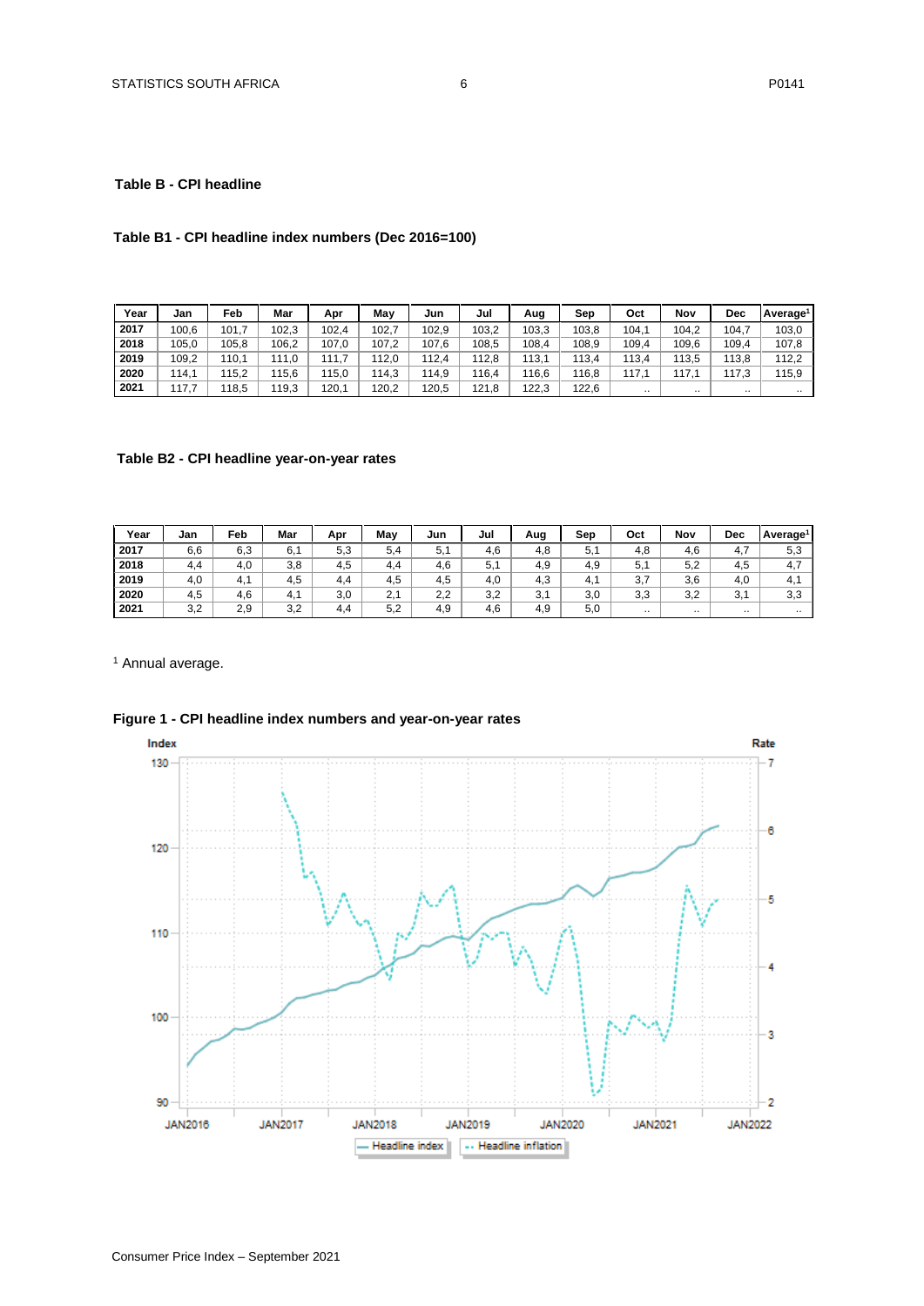## Table B - CPI headline

### Table B1 - CPI headline index numbers (Dec 2016=100)

| Year | Jan | Feb | Mar | Apr | May | Jun | Jul | Aug | Sep | Oct | Nov | Dec | Average[1] |
|---|---|---|---|---|---|---|---|---|---|---|---|---|---|
| 2017 | 100,6 | 101,7 | 102,3 | 102,4 | 102,7 | 102,9 | 103,2 | 103,3 | 103,8 | 104,1 | 104,2 | 104,7 | 103,0 |
| 2018 | 105,0 | 105,8 | 106,2 | 107,0 | 107,2 | 107,6 | 108,5 | 108,4 | 108,9 | 109,4 | 109,6 | 109,4 | 107,8 |
| 2019 | 109,2 | 110,1 | 111,0 | 111,7 | 112,0 | 112,4 | 112,8 | 113,1 | 113,4 | 113,4 | 113,5 | 113,8 | 112,2 |
| 2020 | 114,1 | 115,2 | 115,6 | 115,0 | 114,3 | 114,9 | 116,4 | 116,6 | 116,8 | 117,1 | 117,1 | 117,3 | 115,9 |
| 2021 | 117,7 | 118,5 | 119,3 | 120,1 | 120,2 | 120,5 | 121,8 | 122,3 | 122,6 | .. | .. | .. | .. |

### Table B2 - CPI headline year-on-year rates

| Year | Jan | Feb | Mar | Apr | May | Jun | Jul | Aug | Sep | Oct | Nov | Dec | Average[1] |
|---|---|---|---|---|---|---|---|---|---|---|---|---|---|
| 2017 | 6,6 | 6,3 | 6,1 | 5,3 | 5,4 | 5,1 | 4,6 | 4,8 | 5,1 | 4,8 | 4,6 | 4,7 | 5,3 |
| 2018 | 4,4 | 4,0 | 3,8 | 4,5 | 4,4 | 4,6 | 5,1 | 4,9 | 4,9 | 5,1 | 5,2 | 4,5 | 4,7 |
| 2019 | 4,0 | 4,1 | 4,5 | 4,4 | 4,5 | 4,5 | 4,0 | 4,3 | 4,1 | 3,7 | 3,6 | 4,0 | 4,1 |
| 2020 | 4,5 | 4,6 | 4,1 | 3,0 | 2,1 | 2,2 | 3,2 | 3,1 | 3,0 | 3,3 | 3,2 | 3,1 | 3,3 |
| 2021 | 3,2 | 2,9 | 3,2 | 4,4 | 5,2 | 4,9 | 4,6 | 4,9 | 5,0 | .. | .. | .. | .. |

[1] Annual average.

**Figure 1 - CPI headline index numbers and year-on-year rates**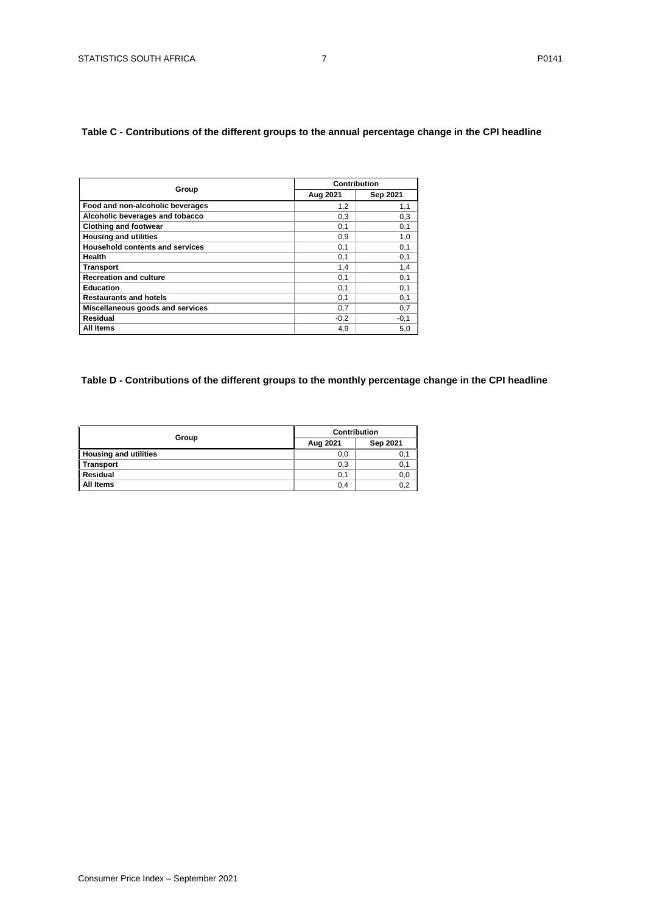**Table C - Contributions of the different groups to the annual percentage change in the CPI headline**

| Group | Contribution | |
|---|---|---|
| | Aug 2021 | Sep 2021 |
| **Food and non-alcoholic beverages** | 1,2 | 1,1 |
| **Alcoholic beverages and tobacco** | 0,3 | 0,3 |
| **Clothing and footwear** | 0,1 | 0,1 |
| **Housing and utilities** | 0,9 | 1,0 |
| **Household contents and services** | 0,1 | 0,1 |
| **Health** | 0,1 | 0,1 |
| **Transport** | 1,4 | 1,4 |
| **Recreation and culture** | 0,1 | 0,1 |
| **Education** | 0,1 | 0,1 |
| **Restaurants and hotels** | 0,1 | 0,1 |
| **Miscellaneous goods and services** | 0,7 | 0,7 |
| **Residual** | -0,2 | -0,1 |
| **All Items** | 4,9 | 5,0 |

**Table D - Contributions of the different groups to the monthly percentage change in the CPI headline**

| Group | Contribution | |
|---|---|---|
| | Aug 2021 | Sep 2021 |
| **Housing and utilities** | 0,0 | 0,1 |
| **Transport** | 0,3 | 0,1 |
| **Residual** | 0,1 | 0,0 |
| **All Items** | 0,4 | 0,2 |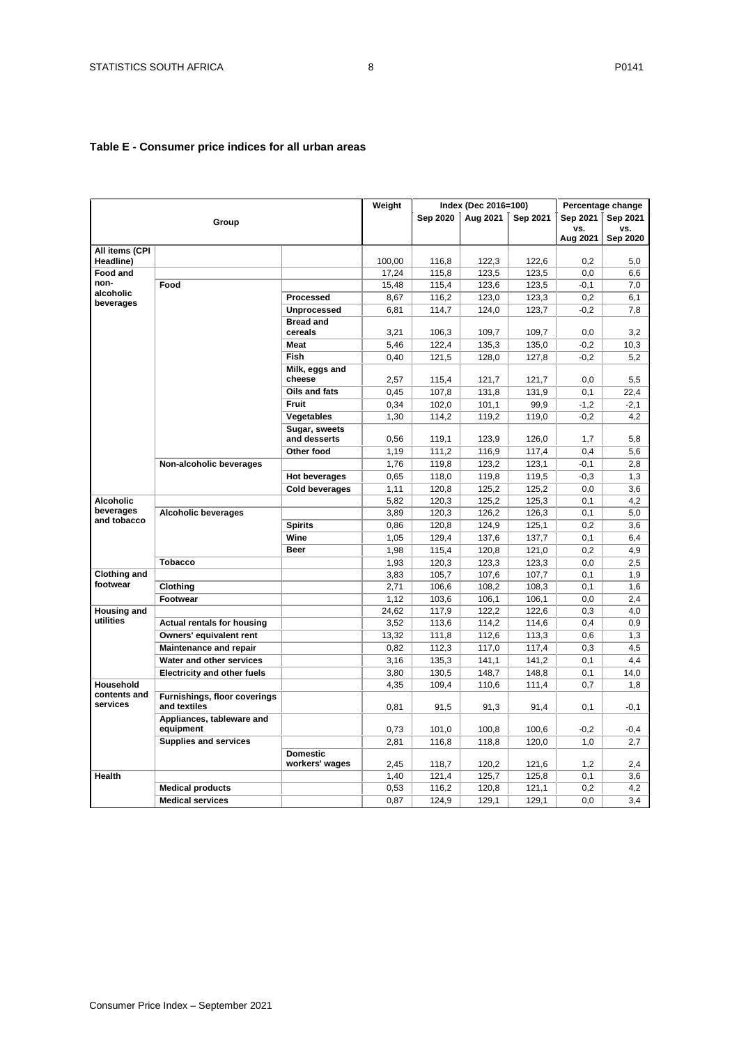## Table E - Consumer price indices for all urban areas

| Group | | | Weight | Index (Dec 2016=100) | | | Percentage change | |
|---|---|---|---|---|---|---|---|---|
| | | | | Sep 2020 | Aug 2021 | Sep 2021 | Sep 2021 vs. Aug 2021 | Sep 2021 vs. Sep 2020 |
| **All items (CPI Headline)** | | | 100,00 | 116,8 | 122,3 | 122,6 | 0,2 | 5,0 |
| **Food and non-alcoholic beverages** | | | 17,24 | 115,8 | 123,5 | 123,5 | 0,0 | 6,6 |
| | **Food** | | 15,48 | 115,4 | 123,6 | 123,5 | -0,1 | 7,0 |
| | | **Processed** | 8,67 | 116,2 | 123,0 | 123,3 | 0,2 | 6,1 |
| | | **Unprocessed** | 6,81 | 114,7 | 124,0 | 123,7 | -0,2 | 7,8 |
| | | **Bread and cereals** | 3,21 | 106,3 | 109,7 | 109,7 | 0,0 | 3,2 |
| | | **Meat** | 5,46 | 122,4 | 135,3 | 135,0 | -0,2 | 10,3 |
| | | **Fish** | 0,40 | 121,5 | 128,0 | 127,8 | -0,2 | 5,2 |
| | | **Milk, eggs and cheese** | 2,57 | 115,4 | 121,7 | 121,7 | 0,0 | 5,5 |
| | | **Oils and fats** | 0,45 | 107,8 | 131,8 | 131,9 | 0,1 | 22,4 |
| | | **Fruit** | 0,34 | 102,0 | 101,1 | 99,9 | -1,2 | -2,1 |
| | | **Vegetables** | 1,30 | 114,2 | 119,2 | 119,0 | -0,2 | 4,2 |
| | | **Sugar, sweets and desserts** | 0,56 | 119,1 | 123,9 | 126,0 | 1,7 | 5,8 |
| | | **Other food** | 1,19 | 111,2 | 116,9 | 117,4 | 0,4 | 5,6 |
| | **Non-alcoholic beverages** | | 1,76 | 119,8 | 123,2 | 123,1 | -0,1 | 2,8 |
| | | **Hot beverages** | 0,65 | 118,0 | 119,8 | 119,5 | -0,3 | 1,3 |
| | | **Cold beverages** | 1,11 | 120,8 | 125,2 | 125,2 | 0,0 | 3,6 |
| **Alcoholic beverages and tobacco** | | | 5,82 | 120,3 | 125,2 | 125,3 | 0,1 | 4,2 |
| | **Alcoholic beverages** | | 3,89 | 120,3 | 126,2 | 126,3 | 0,1 | 5,0 |
| | | **Spirits** | 0,86 | 120,8 | 124,9 | 125,1 | 0,2 | 3,6 |
| | | **Wine** | 1,05 | 129,4 | 137,6 | 137,7 | 0,1 | 6,4 |
| | | **Beer** | 1,98 | 115,4 | 120,8 | 121,0 | 0,2 | 4,9 |
| | **Tobacco** | | 1,93 | 120,3 | 123,3 | 123,3 | 0,0 | 2,5 |
| **Clothing and footwear** | | | 3,83 | 105,7 | 107,6 | 107,7 | 0,1 | 1,9 |
| | **Clothing** | | 2,71 | 106,6 | 108,2 | 108,3 | 0,1 | 1,6 |
| | **Footwear** | | 1,12 | 103,6 | 106,1 | 106,1 | 0,0 | 2,4 |
| **Housing and utilities** | | | 24,62 | 117,9 | 122,2 | 122,6 | 0,3 | 4,0 |
| | **Actual rentals for housing** | | 3,52 | 113,6 | 114,2 | 114,6 | 0,4 | 0,9 |
| | **Owners' equivalent rent** | | 13,32 | 111,8 | 112,6 | 113,3 | 0,6 | 1,3 |
| | **Maintenance and repair** | | 0,82 | 112,3 | 117,0 | 117,4 | 0,3 | 4,5 |
| | **Water and other services** | | 3,16 | 135,3 | 141,1 | 141,2 | 0,1 | 4,4 |
| | **Electricity and other fuels** | | 3,80 | 130,5 | 148,7 | 148,8 | 0,1 | 14,0 |
| **Household contents and services** | | | 4,35 | 109,4 | 110,6 | 111,4 | 0,7 | 1,8 |
| | **Furnishings, floor coverings and textiles** | | 0,81 | 91,5 | 91,3 | 91,4 | 0,1 | -0,1 |
| | **Appliances, tableware and equipment** | | 0,73 | 101,0 | 100,8 | 100,6 | -0,2 | -0,4 |
| | **Supplies and services** | | 2,81 | 116,8 | 118,8 | 120,0 | 1,0 | 2,7 |
| | | **Domestic workers' wages** | 2,45 | 118,7 | 120,2 | 121,6 | 1,2 | 2,4 |
| **Health** | | | 1,40 | 121,4 | 125,7 | 125,8 | 0,1 | 3,6 |
| | **Medical products** | | 0,53 | 116,2 | 120,8 | 121,1 | 0,2 | 4,2 |
| | **Medical services** | | 0,87 | 124,9 | 129,1 | 129,1 | 0,0 | 3,4 |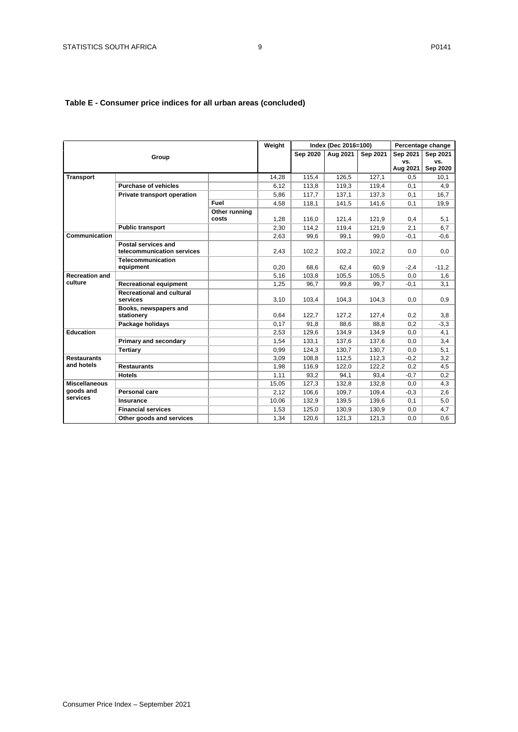### Table E - Consumer price indices for all urban areas (concluded)

| Group | | | Weight | Index (Dec 2016=100) | | | Percentage change | |
|---|---|---|---|---|---|---|---|---|
| | | | | Sep 2020 | Aug 2021 | Sep 2021 | Sep 2021 vs. Aug 2021 | Sep 2021 vs. Sep 2020 |
| **Transport** | | | 14,28 | 115,4 | 126,5 | 127,1 | 0,5 | 10,1 |
| | **Purchase of vehicles** | | 6,12 | 113,8 | 119,3 | 119,4 | 0,1 | 4,9 |
| | **Private transport operation** | | 5,86 | 117,7 | 137,1 | 137,3 | 0,1 | 16,7 |
| | | **Fuel** | 4,58 | 118,1 | 141,5 | 141,6 | 0,1 | 19,9 |
| | | **Other running costs** | 1,28 | 116,0 | 121,4 | 121,9 | 0,4 | 5,1 |
| | **Public transport** | | 2,30 | 114,2 | 119,4 | 121,9 | 2,1 | 6,7 |
| **Communication** | | | 2,63 | 99,6 | 99,1 | 99,0 | -0,1 | -0,6 |
| | **Postal services and telecommunication services** | | 2,43 | 102,2 | 102,2 | 102,2 | 0,0 | 0,0 |
| | **Telecommunication equipment** | | 0,20 | 68,6 | 62,4 | 60,9 | -2,4 | -11,2 |
| **Recreation and culture** | | | 5,16 | 103,8 | 105,5 | 105,5 | 0,0 | 1,6 |
| | **Recreational equipment** | | 1,25 | 96,7 | 99,8 | 99,7 | -0,1 | 3,1 |
| | **Recreational and cultural services** | | 3,10 | 103,4 | 104,3 | 104,3 | 0,0 | 0,9 |
| | **Books, newspapers and stationery** | | 0,64 | 122,7 | 127,2 | 127,4 | 0,2 | 3,8 |
| | **Package holidays** | | 0,17 | 91,8 | 88,6 | 88,8 | 0,2 | -3,3 |
| **Education** | | | 2,53 | 129,6 | 134,9 | 134,9 | 0,0 | 4,1 |
| | **Primary and secondary** | | 1,54 | 133,1 | 137,6 | 137,6 | 0,0 | 3,4 |
| | **Tertiary** | | 0,99 | 124,3 | 130,7 | 130,7 | 0,0 | 5,1 |
| **Restaurants and hotels** | | | 3,09 | 108,8 | 112,5 | 112,3 | -0,2 | 3,2 |
| | **Restaurants** | | 1,98 | 116,9 | 122,0 | 122,2 | 0,2 | 4,5 |
| | **Hotels** | | 1,11 | 93,2 | 94,1 | 93,4 | -0,7 | 0,2 |
| **Miscellaneous goods and services** | | | 15,05 | 127,3 | 132,8 | 132,8 | 0,0 | 4,3 |
| | **Personal care** | | 2,12 | 106,6 | 109,7 | 109,4 | -0,3 | 2,6 |
| | **Insurance** | | 10,06 | 132,9 | 139,5 | 139,6 | 0,1 | 5,0 |
| | **Financial services** | | 1,53 | 125,0 | 130,9 | 130,9 | 0,0 | 4,7 |
| | **Other goods and services** | | 1,34 | 120,6 | 121,3 | 121,3 | 0,0 | 0,6 |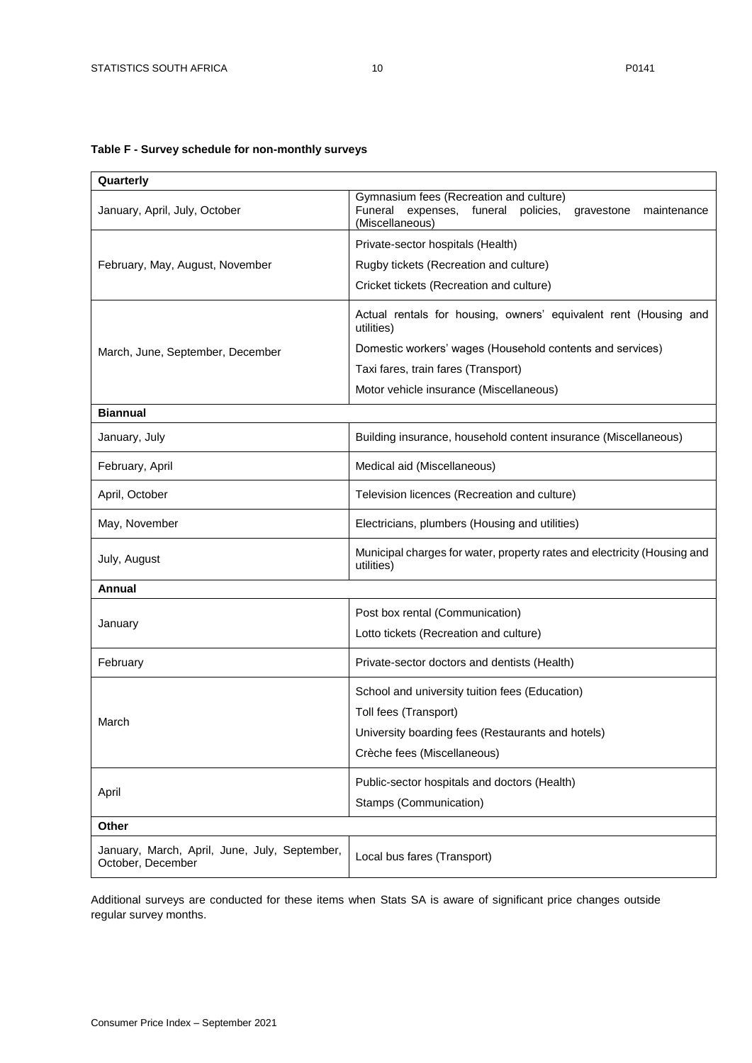**Table F - Survey schedule for non-monthly surveys**

| Quarterly | |
|---|---|
| January, April, July, October | Gymnasium fees (Recreation and culture)<br>Funeral expenses, funeral policies, gravestone maintenance (Miscellaneous) |
| February, May, August, November | Private-sector hospitals (Health)<br>Rugby tickets (Recreation and culture)<br>Cricket tickets (Recreation and culture) |
| March, June, September, December | Actual rentals for housing, owners' equivalent rent (Housing and utilities)<br>Domestic workers' wages (Household contents and services)<br>Taxi fares, train fares (Transport)<br>Motor vehicle insurance (Miscellaneous) |
| **Biannual** | |
| January, July | Building insurance, household content insurance (Miscellaneous) |
| February, April | Medical aid (Miscellaneous) |
| April, October | Television licences (Recreation and culture) |
| May, November | Electricians, plumbers (Housing and utilities) |
| July, August | Municipal charges for water, property rates and electricity (Housing and utilities) |
| **Annual** | |
| January | Post box rental (Communication)<br>Lotto tickets (Recreation and culture) |
| February | Private-sector doctors and dentists (Health) |
| March | School and university tuition fees (Education)<br>Toll fees (Transport)<br>University boarding fees (Restaurants and hotels)<br>Crèche fees (Miscellaneous) |
| April | Public-sector hospitals and doctors (Health)<br>Stamps (Communication) |
| **Other** | |
| January, March, April, June, July, September, October, December | Local bus fares (Transport) |

Additional surveys are conducted for these items when Stats SA is aware of significant price changes outside regular survey months.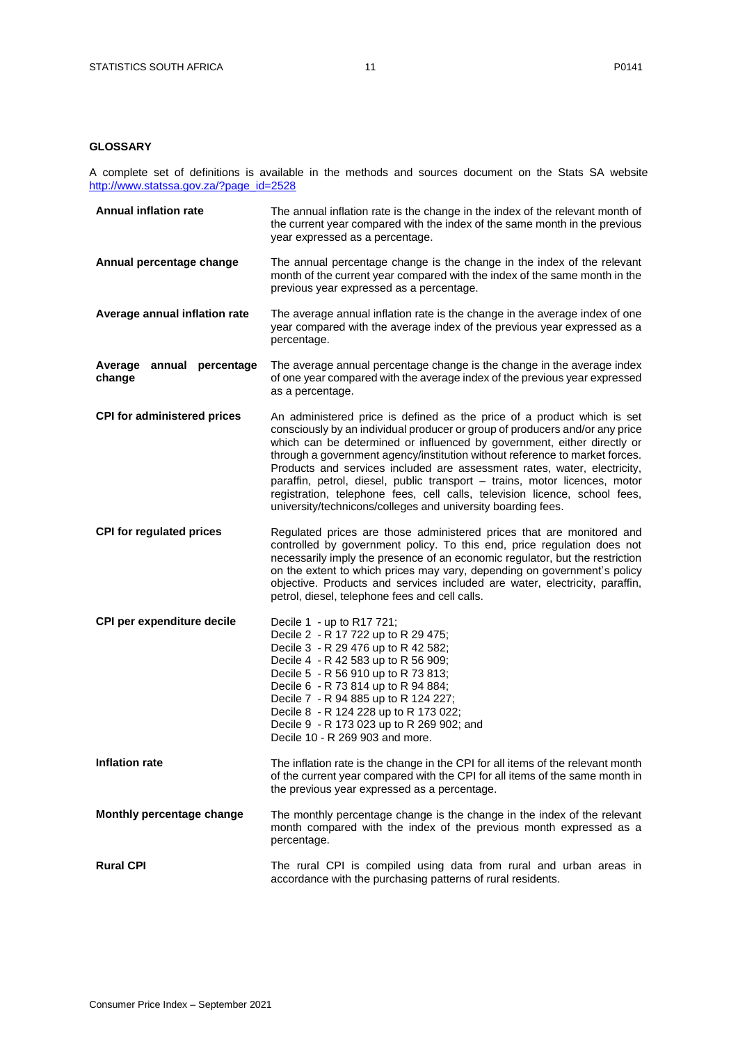## GLOSSARY

A complete set of definitions is available in the methods and sources document on the Stats SA website [http://www.statssa.gov.za/?page_id=2528](http://www.statssa.gov.za/?page_id=2528)

**Annual inflation rate**
The annual inflation rate is the change in the index of the relevant month of the current year compared with the index of the same month in the previous year expressed as a percentage.

**Annual percentage change**
The annual percentage change is the change in the index of the relevant month of the current year compared with the index of the same month in the previous year expressed as a percentage.

**Average annual inflation rate**
The average annual inflation rate is the change in the average index of one year compared with the average index of the previous year expressed as a percentage.

**Average annual percentage change**
The average annual percentage change is the change in the average index of one year compared with the average index of the previous year expressed as a percentage.

**CPI for administered prices**
An administered price is defined as the price of a product which is set consciously by an individual producer or group of producers and/or any price which can be determined or influenced by government, either directly or through a government agency/institution without reference to market forces. Products and services included are assessment rates, water, electricity, paraffin, petrol, diesel, public transport – trains, motor licences, motor registration, telephone fees, cell calls, television licence, school fees, university/technicons/colleges and university boarding fees.

**CPI for regulated prices**
Regulated prices are those administered prices that are monitored and controlled by government policy. To this end, price regulation does not necessarily imply the presence of an economic regulator, but the restriction on the extent to which prices may vary, depending on government's policy objective. Products and services included are water, electricity, paraffin, petrol, diesel, telephone fees and cell calls.

**CPI per expenditure decile**
Decile 1 - up to R17 721;
Decile 2 - R 17 722 up to R 29 475;
Decile 3 - R 29 476 up to R 42 582;
Decile 4 - R 42 583 up to R 56 909;
Decile 5 - R 56 910 up to R 73 813;
Decile 6 - R 73 814 up to R 94 884;
Decile 7 - R 94 885 up to R 124 227;
Decile 8 - R 124 228 up to R 173 022;
Decile 9 - R 173 023 up to R 269 902; and
Decile 10 - R 269 903 and more.

**Inflation rate**
The inflation rate is the change in the CPI for all items of the relevant month of the current year compared with the CPI for all items of the same month in the previous year expressed as a percentage.

**Monthly percentage change**
The monthly percentage change is the change in the index of the relevant month compared with the index of the previous month expressed as a percentage.

**Rural CPI**
The rural CPI is compiled using data from rural and urban areas in accordance with the purchasing patterns of rural residents.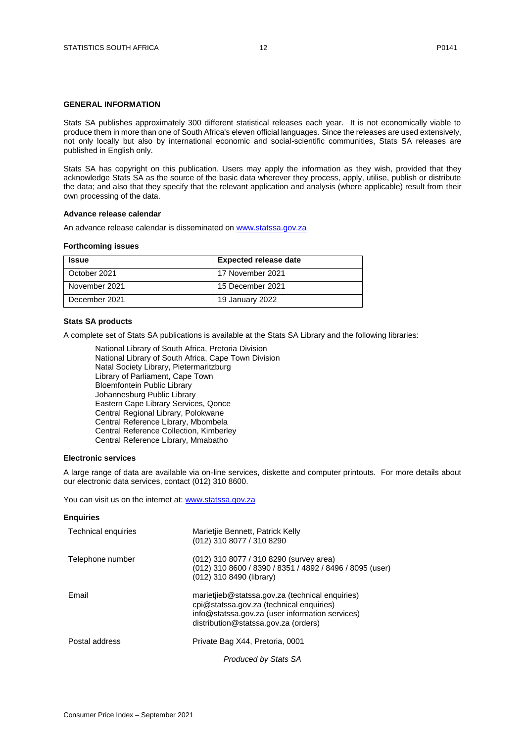## GENERAL INFORMATION

Stats SA publishes approximately 300 different statistical releases each year. It is not economically viable to produce them in more than one of South Africa's eleven official languages. Since the releases are used extensively, not only locally but also by international economic and social-scientific communities, Stats SA releases are published in English only.

Stats SA has copyright on this publication. Users may apply the information as they wish, provided that they acknowledge Stats SA as the source of the basic data wherever they process, apply, utilise, publish or distribute the data; and also that they specify that the relevant application and analysis (where applicable) result from their own processing of the data.

### Advance release calendar

An advance release calendar is disseminated on www.statssa.gov.za

### Forthcoming issues

| Issue | Expected release date |
|---|---|
| October 2021 | 17 November 2021 |
| November 2021 | 15 December 2021 |
| December 2021 | 19 January 2022 |

### Stats SA products

A complete set of Stats SA publications is available at the Stats SA Library and the following libraries:

National Library of South Africa, Pretoria Division
National Library of South Africa, Cape Town Division
Natal Society Library, Pietermaritzburg
Library of Parliament, Cape Town
Bloemfontein Public Library
Johannesburg Public Library
Eastern Cape Library Services, Qonce
Central Regional Library, Polokwane
Central Reference Library, Mbombela
Central Reference Collection, Kimberley
Central Reference Library, Mmabatho

### Electronic services

A large range of data are available via on-line services, diskette and computer printouts. For more details about our electronic data services, contact (012) 310 8600.

You can visit us on the internet at: www.statssa.gov.za

### Enquiries

| | |
|---|---|
| Technical enquiries | Marietjie Bennett, Patrick Kelly<br>(012) 310 8077 / 310 8290 |
| Telephone number | (012) 310 8077 / 310 8290 (survey area)<br>(012) 310 8600 / 8390 / 8351 / 4892 / 8496 / 8095 (user)<br>(012) 310 8490 (library) |
| Email | marietjieb@statssa.gov.za (technical enquiries)<br>cpi@statssa.gov.za (technical enquiries)<br>info@statssa.gov.za (user information services)<br>distribution@statssa.gov.za (orders) |
| Postal address | Private Bag X44, Pretoria, 0001 |

*Produced by Stats SA*